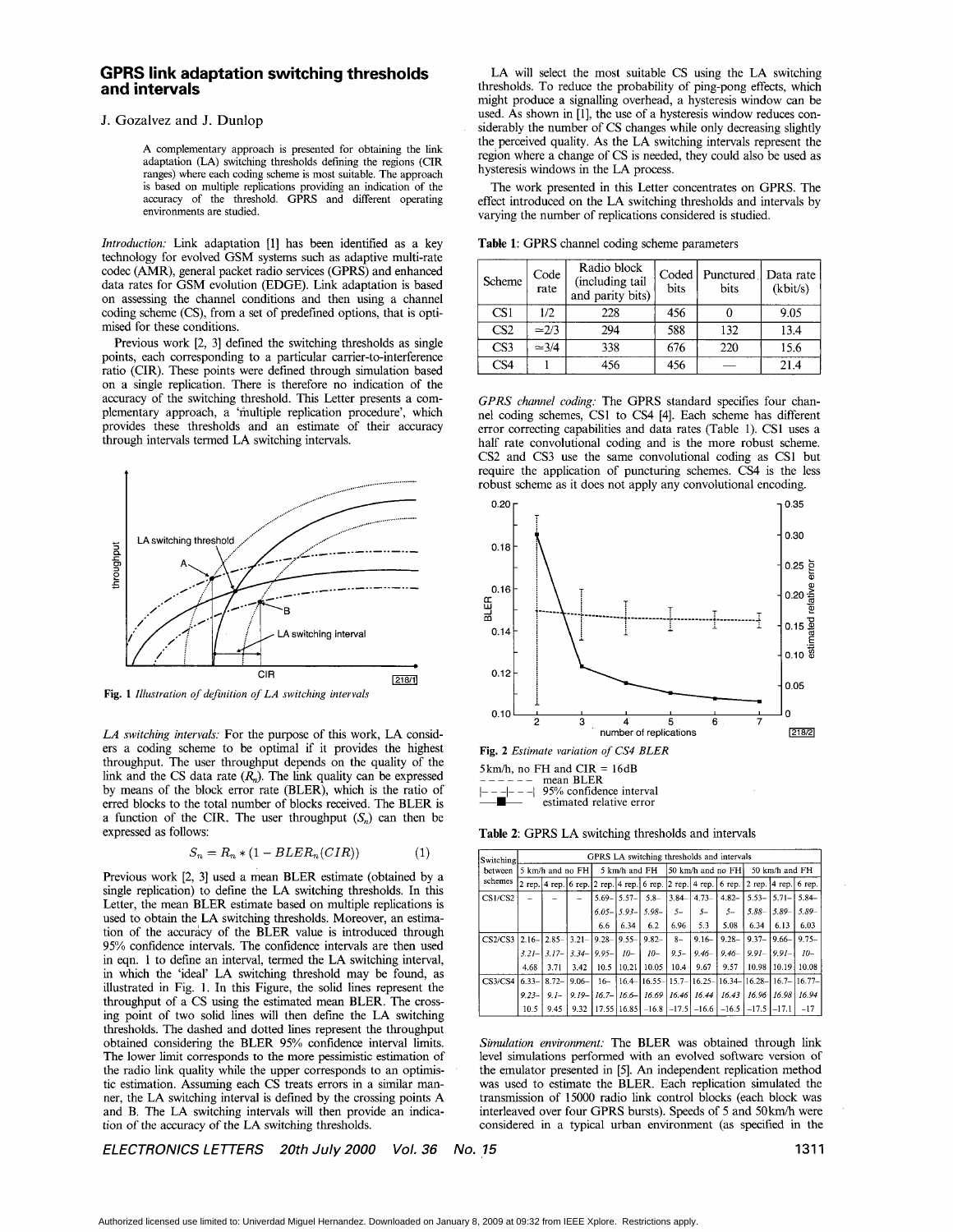# GPRS link adaptation switching thresholds and intervals

J. Gozalvez and J. Dunlop

> A complementary approach is presented for obtaining the link adaptation (LA) switching thresholds defining the regions (CIR ranges) where each coding scheme is most suitable. The approach is based on multiple replications providing an indication of the accuracy of the threshold. GPRS and different operating environments are studied.

*Introduction:* Link adaptation [1] has been identified as a key technology for evolved GSM systems such as adaptive multi-rate codec (AMR), general packet radio services (GPRS) and enhanced data rates for GSM evolution (EDGE). Link adaptation is based on assessing the channel conditions and then using a channel coding scheme (CS), from a set of predefined options, that is optimised for these conditions.

Previous work [2, 3] defined the switching thresholds as single points, each corresponding to a particular carrier-to-interference ratio (CIR). These points were defined through simulation based on a single replication. There is therefore no indication of the accuracy of the switching threshold. This Letter presents a complementary approach, a 'multiple replication procedure', which provides these thresholds and an estimate of their accuracy through intervals termed LA switching intervals.

Fig. 1 *Illustration of definition of LA switching intervals*

*LA switching intervals:* For the purpose of this work, LA considers a coding scheme to be optimal if it provides the highest throughput. The user throughput depends on the quality of the link and the CS data rate ($R_n$). The link quality can be expressed by means of the block error rate (BLER), which is the ratio of erred blocks to the total number of blocks received. The BLER is a function of the CIR. The user throughput ($S_n$) can then be expressed as follows:

$$S_n = R_n * (1 - BLER_n(CIR)) \qquad (1)$$

Previous work [2, 3] used a mean BLER estimate (obtained by a single replication) to define the LA switching thresholds. In this Letter, the mean BLER estimate based on multiple replications is used to obtain the LA switching thresholds. Moreover, an estimation of the accuracy of the BLER value is introduced through 95% confidence intervals. The confidence intervals are then used in eqn. 1 to define an interval, termed the LA switching interval, in which the 'ideal' LA switching threshold may be found, as illustrated in Fig. 1. In this Figure, the solid lines represent the throughput of a CS using the estimated mean BLER. The crossing point of two solid lines will then define the LA switching thresholds. The dashed and dotted lines represent the throughput obtained considering the BLER 95% confidence interval limits. The lower limit corresponds to the more pessimistic estimation of the radio link quality while the upper corresponds to an optimistic estimation. Assuming each CS treats errors in a similar manner, the LA switching interval is defined by the crossing points A and B. The LA switching intervals will then provide an indication of the accuracy of the LA switching thresholds.

LA will select the most suitable CS using the LA switching thresholds. To reduce the probability of ping-pong effects, which might produce a signalling overhead, a hysteresis window can be used. As shown in [1], the use of a hysteresis window reduces considerably the number of CS changes while only decreasing slightly the perceived quality. As the LA switching intervals represent the region where a change of CS is needed, they could also be used as hysteresis windows in the LA process.

The work presented in this Letter concentrates on GPRS. The effect introduced on the LA switching thresholds and intervals by varying the number of replications considered is studied.

**Table 1:** GPRS channel coding scheme parameters

| Scheme | Code rate | Radio block (including tail and parity bits) | Coded bits | Punctured bits | Data rate (kbit/s) |
|---|---|---|---|---|---|
| CS1 | 1/2 | 228 | 456 | 0 | 9.05 |
| CS2 | ≃2/3 | 294 | 588 | 132 | 13.4 |
| CS3 | ≃3/4 | 338 | 676 | 220 | 15.6 |
| CS4 | 1 | 456 | 456 | — | 21.4 |

*GPRS channel coding:* The GPRS standard specifies four channel coding schemes, CS1 to CS4 [4]. Each scheme has different error correcting capabilities and data rates (Table 1). CS1 uses a half rate convolutional coding and is the more robust scheme. CS2 and CS3 use the same convolutional coding as CS1 but require the application of puncturing schemes. CS4 is the less robust scheme as it does not apply any convolutional encoding.

Fig. 2 *Estimate variation of CS4 BLER*

5km/h, no FH and CIR = 16dB
- - - - - - mean BLER
|- - -|- - -| 95% confidence interval
—■— estimated relative error

**Table 2:** GPRS LA switching thresholds and intervals

| Switching between schemes | 5 km/h and no FH | | | 5 km/h and FH | | | 50 km/h and no FH | | | 50 km/h and FH | | |
|---|---|---|---|---|---|---|---|---|---|---|---|---|
| | 2 rep. | 4 rep. | 6 rep. | 2 rep. | 4 rep. | 6 rep. | 2 rep. | 4 rep. | 6 rep. | 2 rep. | 4 rep. | 6 rep. |
| CS1/CS2 | – | – | – | 5.69–6.05–6.6 | 5.57–5.93–6.34 | 5.8–5.98–6.2 | 3.84–5–6.96 | 4.73–5–5.3 | 4.82–5–5.08 | 5.53–5.88–6.34 | 5.71–5.89–6.13 | 5.84–5.89–6.03 |
| CS2/CS3 | 2.16–3.21–4.68 | 2.85–3.17–3.71 | 3.21–3.34–3.42 | 9.28–9.95–10.5 | 9.55–10–10.21 | 9.82–10–10.05 | 8–9.5–10.4 | 9.16–9.46–9.67 | 9.28–9.46–9.57 | 9.37–9.91–10.98 | 9.66–9.91–10.19 | 9.75–10–10.08 |
| CS3/CS4 | 6.33–9.23–10.5 | 8.72–9.1–9.45 | 9.06–9.19–9.32 | 16–16.7–17.55 | 16.4–16.6–16.85 | 16.55–16.69–16.8 | 15.7–16.46–17.5 | 16.25–16.44–16.6 | 16.34–16.43–16.5 | 16.28–16.96–17.5 | 16.7–16.98–17.1 | 16.77–16.94–17 |

*Simulation environment:* The BLER was obtained through link level simulations performed with an evolved software version of the emulator presented in [5]. An independent replication method was used to estimate the BLER. Each replication simulated the transmission of 15000 radio link control blocks (each block was interleaved over four GPRS bursts). Speeds of 5 and 50km/h were considered in a typical urban environment (as specified in the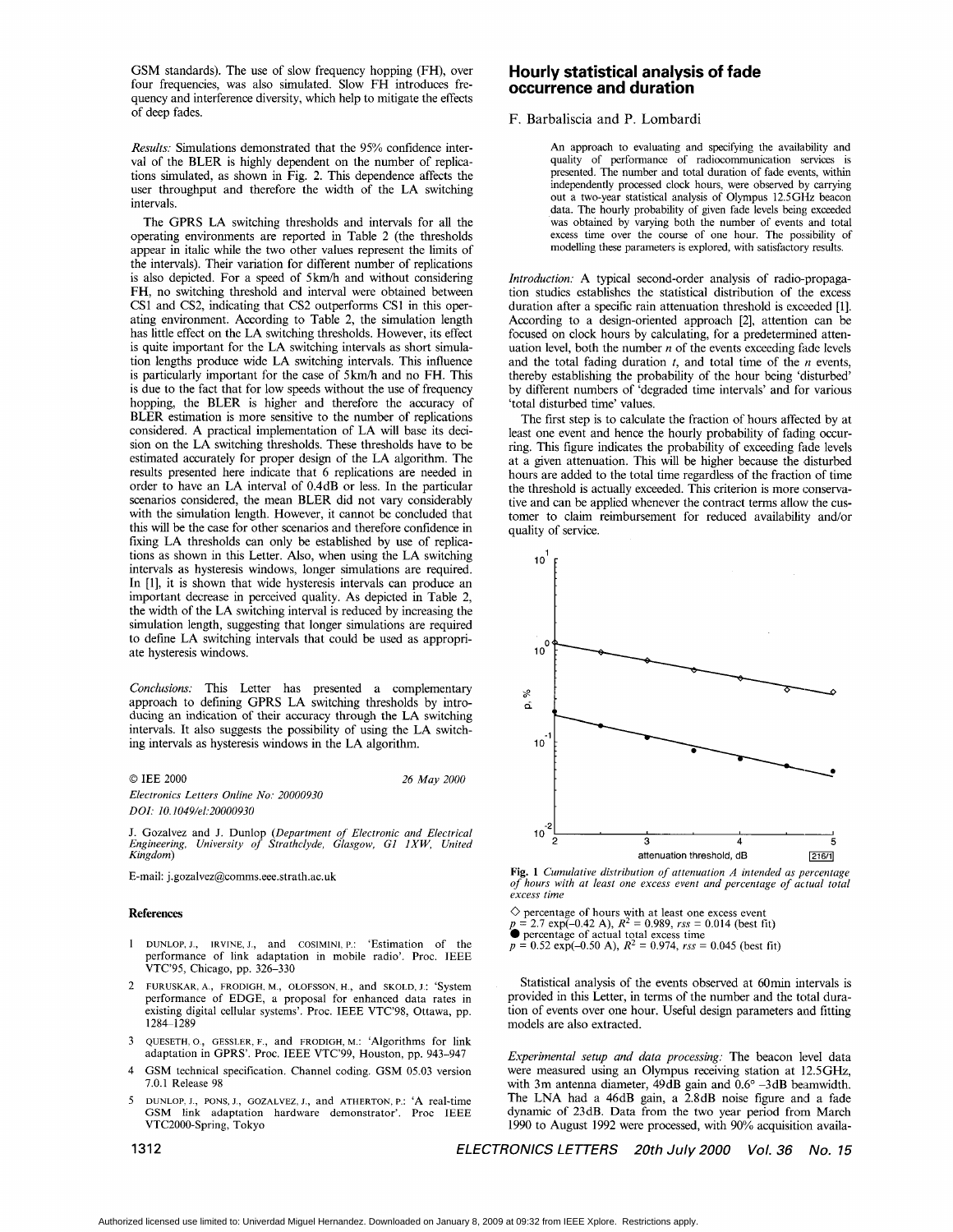GSM standards). The use of slow frequency hopping (FH), over four frequencies, was also simulated. Slow FH introduces frequency and interference diversity, which help to mitigate the effects of deep fades.

*Results:* Simulations demonstrated that the 95% confidence interval of the BLER is highly dependent on the number of replications simulated, as shown in Fig. 2. This dependence affects the user throughput and therefore the width of the LA switching intervals.

The GPRS LA switching thresholds and intervals for all the operating environments are reported in Table 2 (the thresholds appear in italic while the two other values represent the limits of the intervals). Their variation for different number of replications is also depicted. For a speed of 5km/h and without considering FH, no switching threshold and interval were obtained between CS1 and CS2, indicating that CS2 outperforms CS1 in this operating environment. According to Table 2, the simulation length has little effect on the LA switching thresholds. However, its effect is quite important for the LA switching intervals as short simulation lengths produce wide LA switching intervals. This influence is particularly important for the case of 5km/h and no FH. This is due to the fact that for low speeds without the use of frequency hopping, the BLER is higher and therefore the accuracy of BLER estimation is more sensitive to the number of replications considered. A practical implementation of LA will base its decision on the LA switching thresholds. These thresholds have to be estimated accurately for proper design of the LA algorithm. The results presented here indicate that 6 replications are needed in order to have an LA interval of 0.4dB or less. In the particular scenarios considered, the mean BLER did not vary considerably with the simulation length. However, it cannot be concluded that this will be the case for other scenarios and therefore confidence in fixing LA thresholds can only be established by use of replications as shown in this Letter. Also, when using the LA switching intervals as hysteresis windows, longer simulations are required. In [1], it is shown that wide hysteresis intervals can produce an important decrease in perceived quality. As depicted in Table 2, the width of the LA switching interval is reduced by increasing the simulation length, suggesting that longer simulations are required to define LA switching intervals that could be used as appropriate hysteresis windows.

*Conclusions:* This Letter has presented a complementary approach to defining GPRS LA switching thresholds by introducing an indication of their accuracy through the LA switching intervals. It also suggests the possibility of using the LA switching intervals as hysteresis windows in the LA algorithm.

© IEE 2000 — *26 May 2000*

*Electronics Letters Online No: 20000930*
*DOI: 10.1049/el:20000930*

J. Gozalvez and J. Dunlop (*Department of Electronic and Electrical Engineering, University of Strathclyde, Glasgow, G1 1XW, United Kingdom*)

E-mail: j.gozalvez@comms.eee.strath.ac.uk

## References

1. DUNLOP, J., IRVINE, J., and COSIMINI, P.: 'Estimation of the performance of link adaptation in mobile radio'. Proc. IEEE VTC'95, Chicago, pp. 326–330
2. FURUSKAR, A., FRODIGH, M., OLOFSSON, H., and SKOLD, J.: 'System performance of EDGE, a proposal for enhanced data rates in existing digital cellular systems'. Proc. IEEE VTC'98, Ottawa, pp. 1284–1289
3. QUESETH, O., GESSLER, F., and FRODIGH, M.: 'Algorithms for link adaptation in GPRS'. Proc. IEEE VTC'99, Houston, pp. 943–947
4. GSM technical specification. Channel coding. GSM 05.03 version 7.0.1 Release 98
5. DUNLOP, J., PONS, J., GOZALVEZ, J., and ATHERTON, P.: 'A real-time GSM link adaptation hardware demonstrator'. Proc IEEE VTC2000-Spring, Tokyo

# Hourly statistical analysis of fade occurrence and duration

F. Barbaliscia and P. Lombardi

An approach to evaluating and specifying the availability and quality of performance of radiocommunication services is presented. The number and total duration of fade events, within independently processed clock hours, were observed by carrying out a two-year statistical analysis of Olympus 12.5GHz beacon data. The hourly probability of given fade levels being exceeded was obtained by varying both the number of events and total excess time over the course of one hour. The possibility of modelling these parameters is explored, with satisfactory results.

*Introduction:* A typical second-order analysis of radio-propagation studies establishes the statistical distribution of the excess duration after a specific rain attenuation threshold is exceeded [1]. According to a design-oriented approach [2], attention can be focused on clock hours by calculating, for a predetermined attenuation level, both the number $n$ of the events exceeding fade levels and the total fading duration $t$, and total time of the $n$ events, thereby establishing the probability of the hour being 'disturbed' by different numbers of 'degraded time intervals' and for various 'total disturbed time' values.

The first step is to calculate the fraction of hours affected by at least one event and hence the hourly probability of fading occurring. This figure indicates the probability of exceeding fade levels at a given attenuation. This will be higher because the disturbed hours are added to the total time regardless of the fraction of time the threshold is actually exceeded. This criterion is more conservative and can be applied whenever the contract terms allow the customer to claim reimbursement for reduced availability and/or quality of service.

10^1
10^0
10^-1
10^-2
p, %
2
3
4
5
attenuation threshold, dB
216/1

**Fig. 1** *Cumulative distribution of attenuation A intended as percentage of hours with at least one excess event and percentage of actual total excess time*

◇ percentage of hours with at least one excess event
$p = 2.7\exp(-0.42\,A)$, $R^2 = 0.989$, $rss = 0.014$ (best fit)
● percentage of actual total excess time
$p = 0.52\exp(-0.50\,A)$, $R^2 = 0.974$, $rss = 0.045$ (best fit)

Statistical analysis of the events observed at 60min intervals is provided in this Letter, in terms of the number and the total duration of events over one hour. Useful design parameters and fitting models are also extracted.

*Experimental setup and data processing:* The beacon level data were measured using an Olympus receiving station at 12.5GHz, with 3m antenna diameter, 49dB gain and 0.6° –3dB beamwidth. The LNA had a 46dB gain, a 2.8dB noise figure and a fade dynamic of 23dB. Data from the two year period from March 1990 to August 1992 were processed, with 90% acquisition availa-